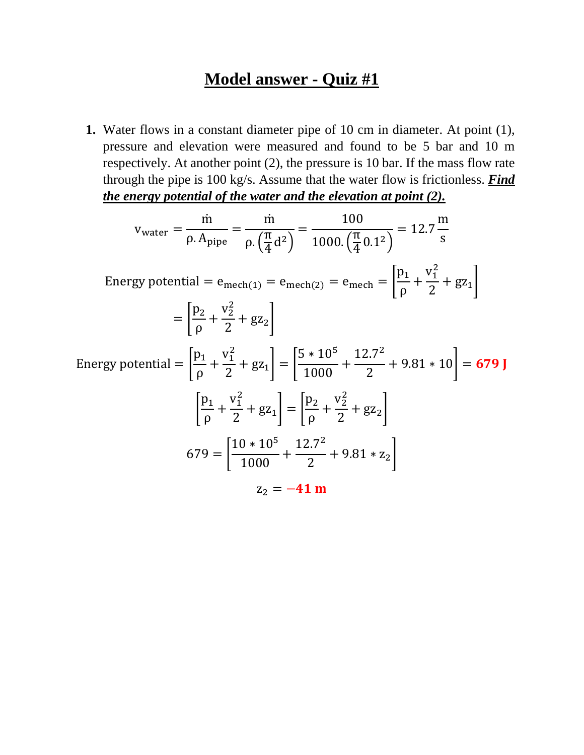# Model answer - Quiz #1

1. Water flows in a constant diameter pipe of 10 cm in diameter. At point (1), pressure and elevation were measured and found to be 5 bar and 10 m respectively. At another point (2), the pressure is 10 bar. If the mass flow rate through the pipe is 100 kg/s. Assume that the water flow is frictionless. ***Find the energy potential of the water and the elevation at point (2).***

$$v_{water} = \frac{\dot{m}}{\rho . A_{pipe}} = \frac{\dot{m}}{\rho . \left(\frac{\pi}{4} d^2\right)} = \frac{100}{1000 . \left(\frac{\pi}{4} 0.1^2\right)} = 12.7 \frac{m}{s}$$

$$\text{Energy potential} = e_{mech(1)} = e_{mech(2)} = e_{mech} = \left[\frac{p_1}{\rho} + \frac{v_1^2}{2} + g z_1\right]$$

$$= \left[\frac{p_2}{\rho} + \frac{v_2^2}{2} + g z_2\right]$$

$$\text{Energy potential} = \left[\frac{p_1}{\rho} + \frac{v_1^2}{2} + g z_1\right] = \left[\frac{5 * 10^5}{1000} + \frac{12.7^2}{2} + 9.81 * 10\right] = \mathbf{679\ J}$$

$$\left[\frac{p_1}{\rho} + \frac{v_1^2}{2} + g z_1\right] = \left[\frac{p_2}{\rho} + \frac{v_2^2}{2} + g z_2\right]$$

$$679 = \left[\frac{10 * 10^5}{1000} + \frac{12.7^2}{2} + 9.81 * z_2\right]$$

$$z_2 = \mathbf{-41\ m}$$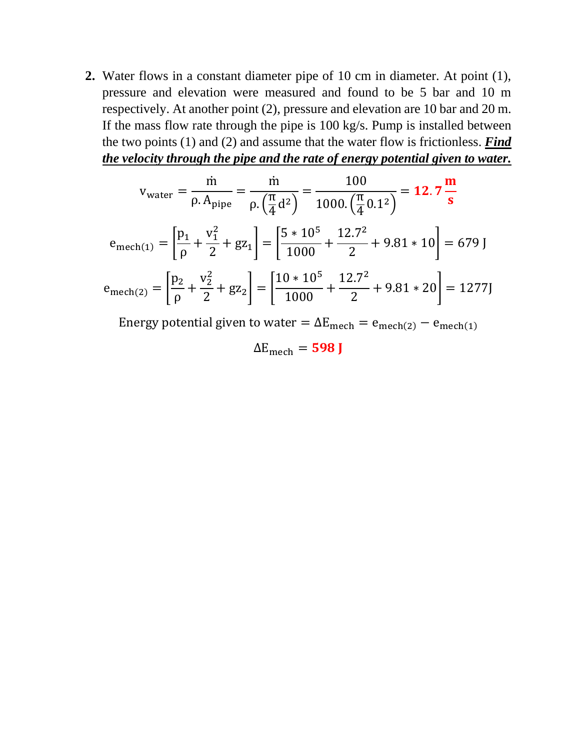2. Water flows in a constant diameter pipe of 10 cm in diameter. At point (1), pressure and elevation were measured and found to be 5 bar and 10 m respectively. At another point (2), pressure and elevation are 10 bar and 20 m. If the mass flow rate through the pipe is 100 kg/s. Pump is installed between the two points (1) and (2) and assume that the water flow is frictionless. ***<u>Find the velocity through the pipe and the rate of energy potential given to water.</u>***

$$v_{water} = \frac{\dot{m}}{\rho . A_{pipe}} = \frac{\dot{m}}{\rho . \left(\frac{\pi}{4} d^2\right)} = \frac{100}{1000 . \left(\frac{\pi}{4} 0.1^2\right)} = \mathbf{12.7 \frac{m}{s}}$$

$$e_{mech(1)} = \left[\frac{p_1}{\rho} + \frac{v_1^2}{2} + gz_1\right] = \left[\frac{5 * 10^5}{1000} + \frac{12.7^2}{2} + 9.81 * 10\right] = 679 \text{ J}$$

$$e_{mech(2)} = \left[\frac{p_2}{\rho} + \frac{v_2^2}{2} + gz_2\right] = \left[\frac{10 * 10^5}{1000} + \frac{12.7^2}{2} + 9.81 * 20\right] = 1277 \text{J}$$

$$\text{Energy potential given to water} = \Delta E_{mech} = e_{mech(2)} - e_{mech(1)}$$

$$\Delta E_{mech} = \mathbf{598 \text{ J}}$$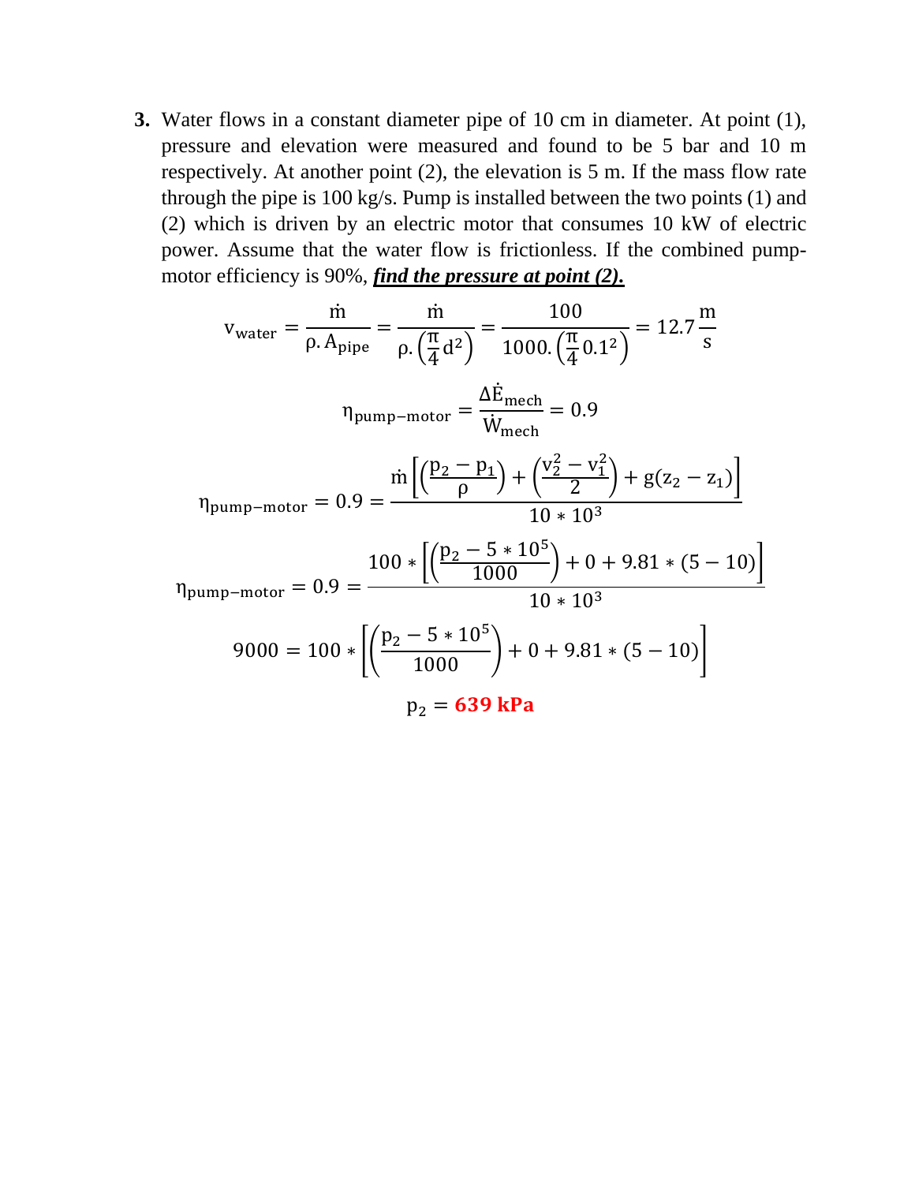**3.** Water flows in a constant diameter pipe of 10 cm in diameter. At point (1), pressure and elevation were measured and found to be 5 bar and 10 m respectively. At another point (2), the elevation is 5 m. If the mass flow rate through the pipe is 100 kg/s. Pump is installed between the two points (1) and (2) which is driven by an electric motor that consumes 10 kW of electric power. Assume that the water flow is frictionless. If the combined pump-motor efficiency is 90%, ***find the pressure at point (2).***

$$v_{water} = \frac{\dot{m}}{\rho . A_{pipe}} = \frac{\dot{m}}{\rho . \left(\frac{\pi}{4} d^2\right)} = \frac{100}{1000 . \left(\frac{\pi}{4} 0.1^2\right)} = 12.7 \frac{m}{s}$$

$$\eta_{pump-motor} = \frac{\Delta \dot{E}_{mech}}{\dot{W}_{mech}} = 0.9$$

$$\eta_{pump-motor} = 0.9 = \frac{\dot{m}\left[\left(\frac{p_2 - p_1}{\rho}\right) + \left(\frac{v_2^2 - v_1^2}{2}\right) + g(z_2 - z_1)\right]}{10 * 10^3}$$

$$\eta_{pump-motor} = 0.9 = \frac{100 * \left[\left(\frac{p_2 - 5 * 10^5}{1000}\right) + 0 + 9.81 * (5 - 10)\right]}{10 * 10^3}$$

$$9000 = 100 * \left[\left(\frac{p_2 - 5 * 10^5}{1000}\right) + 0 + 9.81 * (5 - 10)\right]$$

$$p_2 = \mathbf{639\ kPa}$$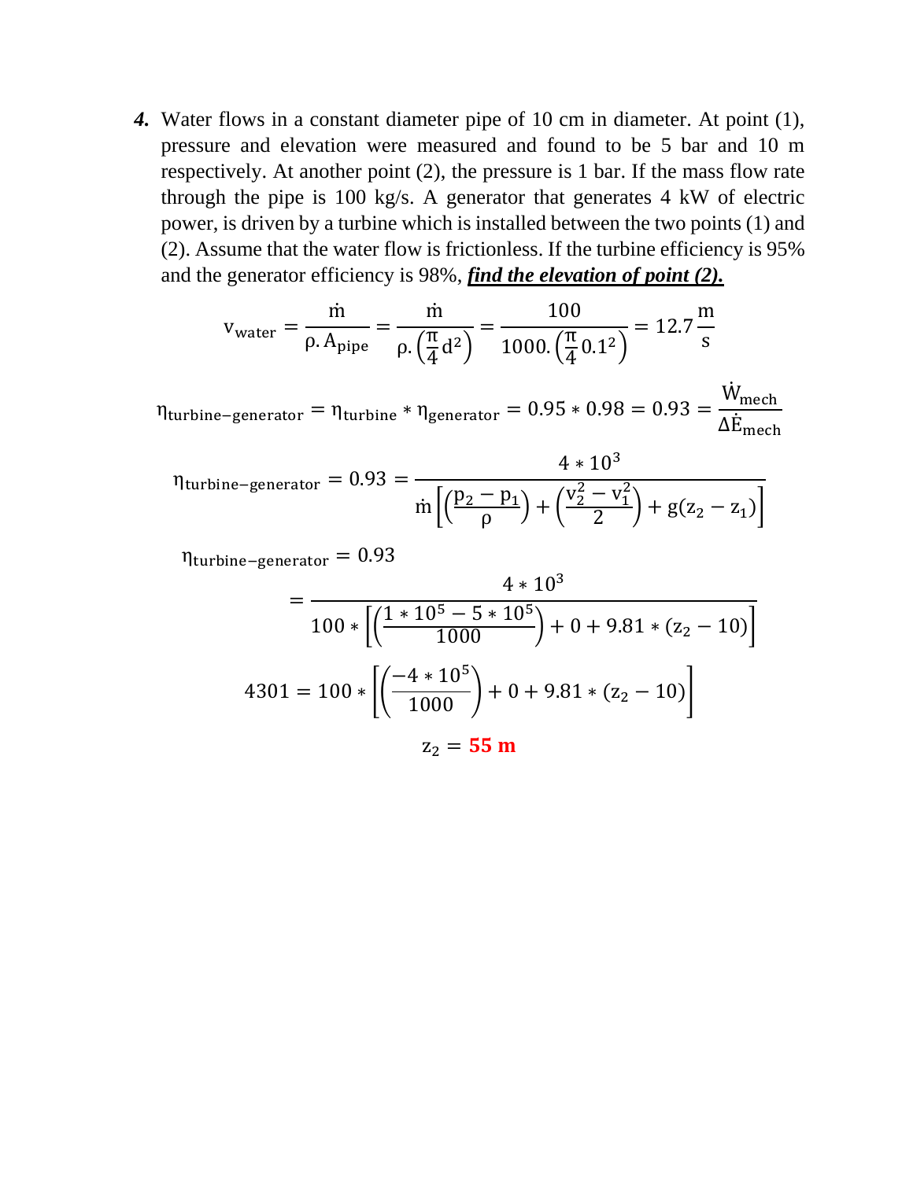***4.*** Water flows in a constant diameter pipe of 10 cm in diameter. At point (1), pressure and elevation were measured and found to be 5 bar and 10 m respectively. At another point (2), the pressure is 1 bar. If the mass flow rate through the pipe is 100 kg/s. A generator that generates 4 kW of electric power, is driven by a turbine which is installed between the two points (1) and (2). Assume that the water flow is frictionless. If the turbine efficiency is 95% and the generator efficiency is 98%, ***find the elevation of point (2).***

$$v_{water} = \frac{\dot{m}}{\rho . A_{pipe}} = \frac{\dot{m}}{\rho . \left(\frac{\pi}{4} d^2\right)} = \frac{100}{1000 . \left(\frac{\pi}{4} 0.1^2\right)} = 12.7 \frac{m}{s}$$

$$\eta_{turbine-generator} = \eta_{turbine} * \eta_{generator} = 0.95 * 0.98 = 0.93 = \frac{\dot{W}_{mech}}{\Delta \dot{E}_{mech}}$$

$$\eta_{turbine-generator} = 0.93 = \frac{4 * 10^3}{\dot{m}\left[\left(\frac{p_2 - p_1}{\rho}\right) + \left(\frac{v_2^2 - v_1^2}{2}\right) + g(z_2 - z_1)\right]}$$

$$\eta_{turbine-generator} = 0.93$$

$$= \frac{4 * 10^3}{100 * \left[\left(\frac{1 * 10^5 - 5 * 10^5}{1000}\right) + 0 + 9.81 * (z_2 - 10)\right]}$$

$$4301 = 100 * \left[\left(\frac{-4 * 10^5}{1000}\right) + 0 + 9.81 * (z_2 - 10)\right]$$

$$z_2 = \mathbf{55\ m}$$